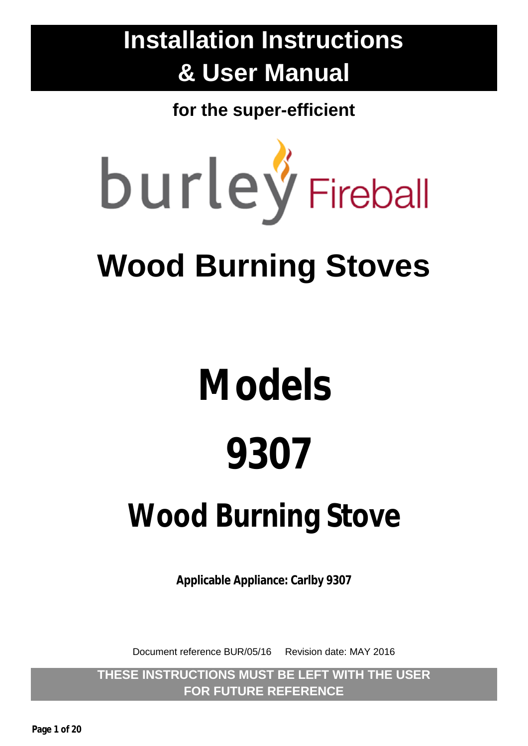# Installation Instructions & User Manual

**for the super-efficient**

burley Fireball

# Wood Burning Stoves

# Models

# 9307

# Wood Burning Stove

**Applicable Appliance: Carlby 9307**

Document reference BUR/05/16 Revision date: MAY 2016

**THESE INSTRUCTIONS MUST BE LEFT WITH THE USER FOR FUTURE REFERENCE**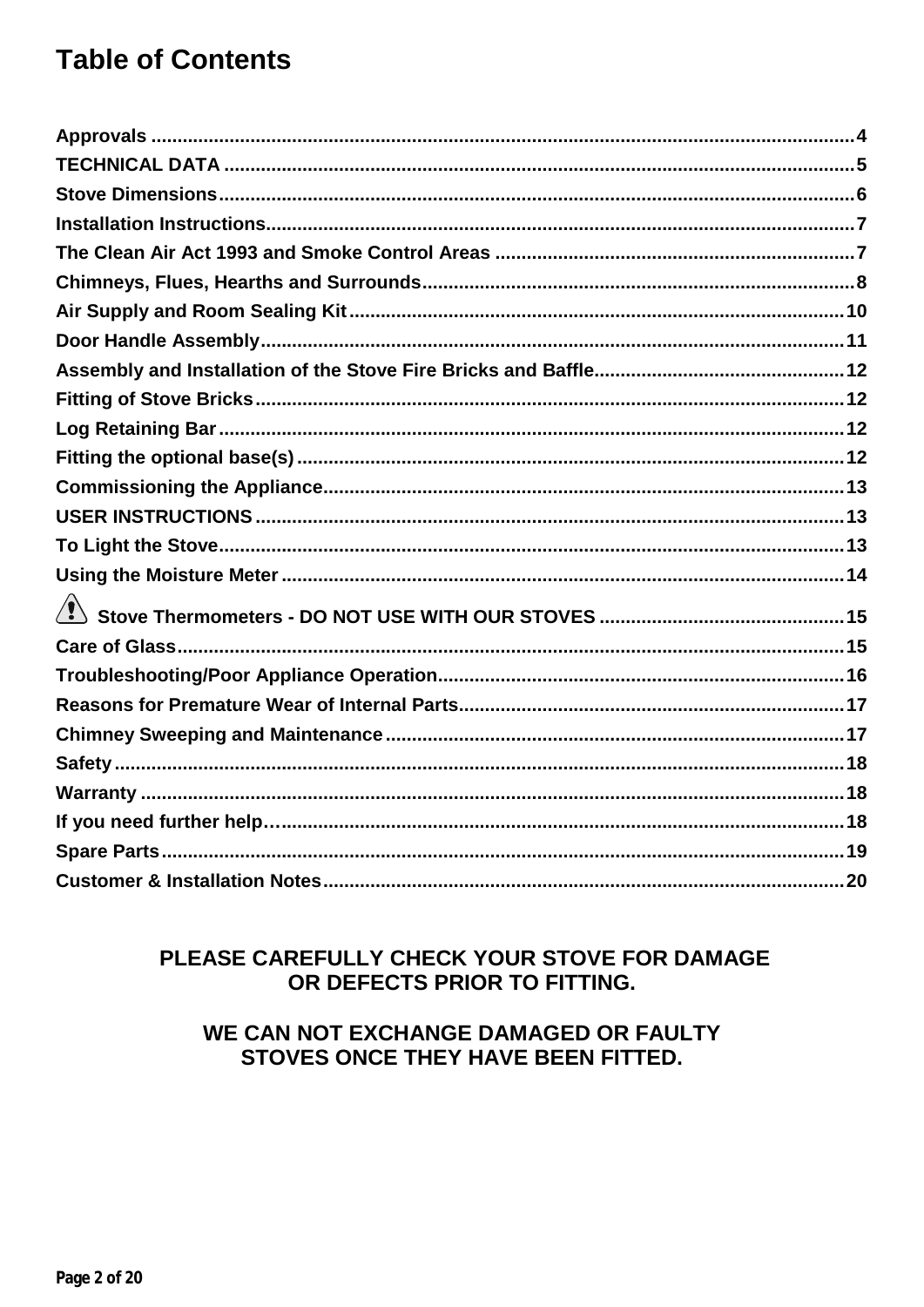# Table of Contents

| | |
|---|---|
| Approvals | 4 |
| TECHNICAL DATA | 5 |
| Stove Dimensions | 6 |
| Installation Instructions | 7 |
| The Clean Air Act 1993 and Smoke Control Areas | 7 |
| Chimneys, Flues, Hearths and Surrounds | 8 |
| Air Supply and Room Sealing Kit | 10 |
| Door Handle Assembly | 11 |
| Assembly and Installation of the Stove Fire Bricks and Baffle | 12 |
| Fitting of Stove Bricks | 12 |
| Log Retaining Bar | 12 |
| Fitting the optional base(s) | 12 |
| Commissioning the Appliance | 13 |
| USER INSTRUCTIONS | 13 |
| To Light the Stove | 13 |
| Using the Moisture Meter | 14 |
| ⚠ Stove Thermometers - DO NOT USE WITH OUR STOVES | 15 |
| Care of Glass | 15 |
| Troubleshooting/Poor Appliance Operation | 16 |
| Reasons for Premature Wear of Internal Parts | 17 |
| Chimney Sweeping and Maintenance | 17 |
| Safety | 18 |
| Warranty | 18 |
| If you need further help… | 18 |
| Spare Parts | 19 |
| Customer & Installation Notes | 20 |

**PLEASE CAREFULLY CHECK YOUR STOVE FOR DAMAGE OR DEFECTS PRIOR TO FITTING.**

**WE CAN NOT EXCHANGE DAMAGED OR FAULTY STOVES ONCE THEY HAVE BEEN FITTED.**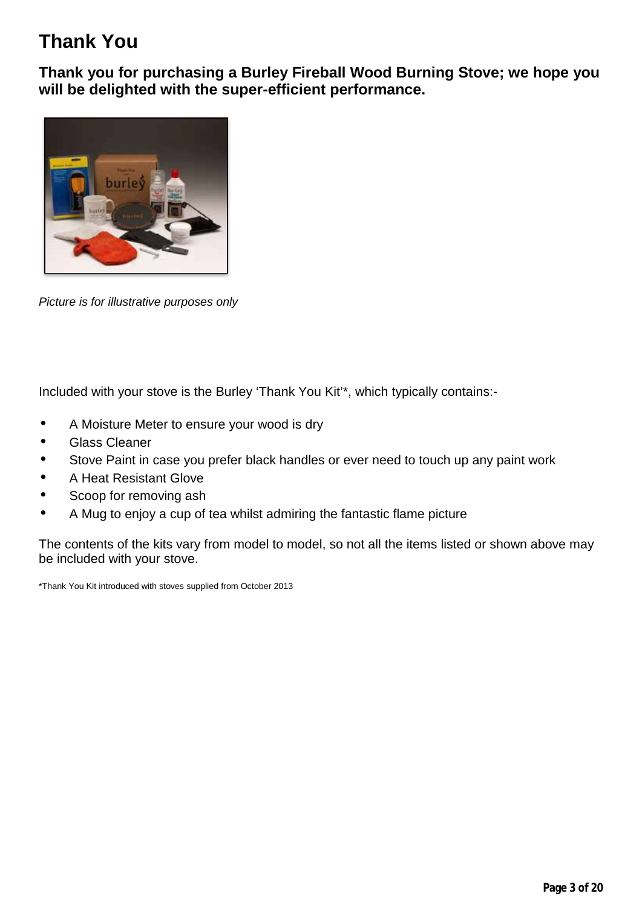# Thank You

**Thank you for purchasing a Burley Fireball Wood Burning Stove; we hope you will be delighted with the super-efficient performance.**

*Picture is for illustrative purposes only*

Included with your stove is the Burley 'Thank You Kit'*, which typically contains:-

- A Moisture Meter to ensure your wood is dry
- Glass Cleaner
- Stove Paint in case you prefer black handles or ever need to touch up any paint work
- A Heat Resistant Glove
- Scoop for removing ash
- A Mug to enjoy a cup of tea whilst admiring the fantastic flame picture

The contents of the kits vary from model to model, so not all the items listed or shown above may be included with your stove.

*Thank You Kit introduced with stoves supplied from October 2013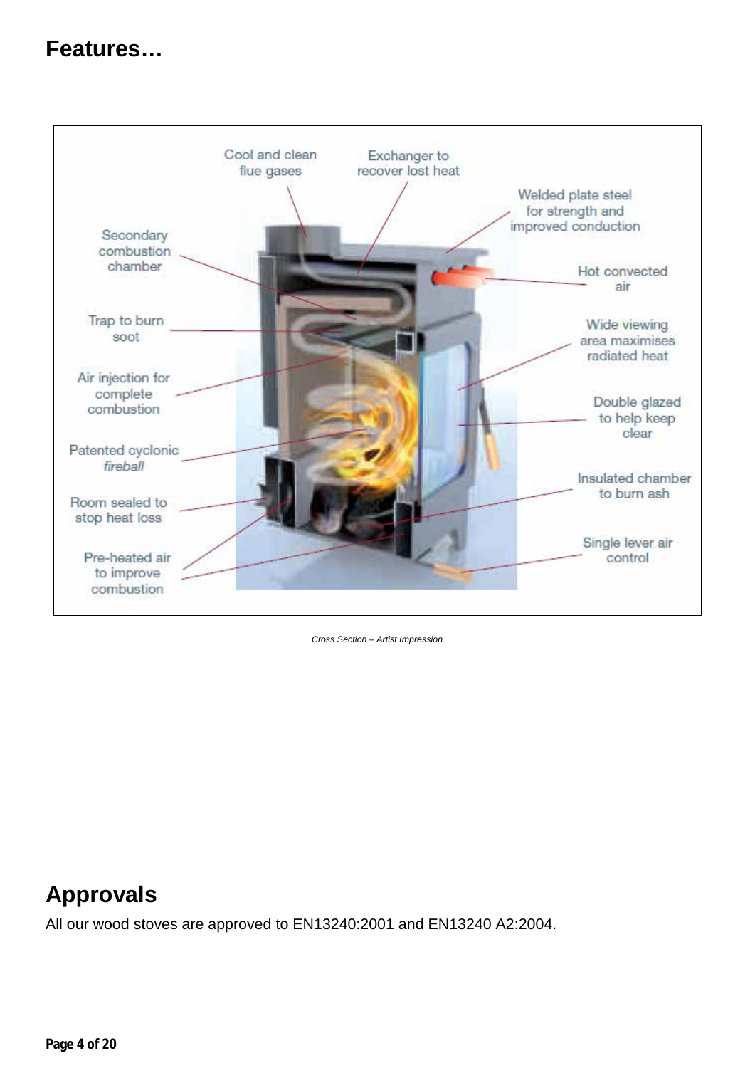# Features…

Cool and clean flue gases

Exchanger to recover lost heat

Welded plate steel for strength and improved conduction

Secondary combustion chamber

Hot convected air

Trap to burn soot

Wide viewing area maximises radiated heat

Air injection for complete combustion

Double glazed to help keep clear

Patented cyclonic *fireball*

Insulated chamber to burn ash

Room sealed to stop heat loss

Single lever air control

Pre-heated air to improve combustion

*Cross Section – Artist Impression*

# Approvals

All our wood stoves are approved to EN13240:2001 and EN13240 A2:2004.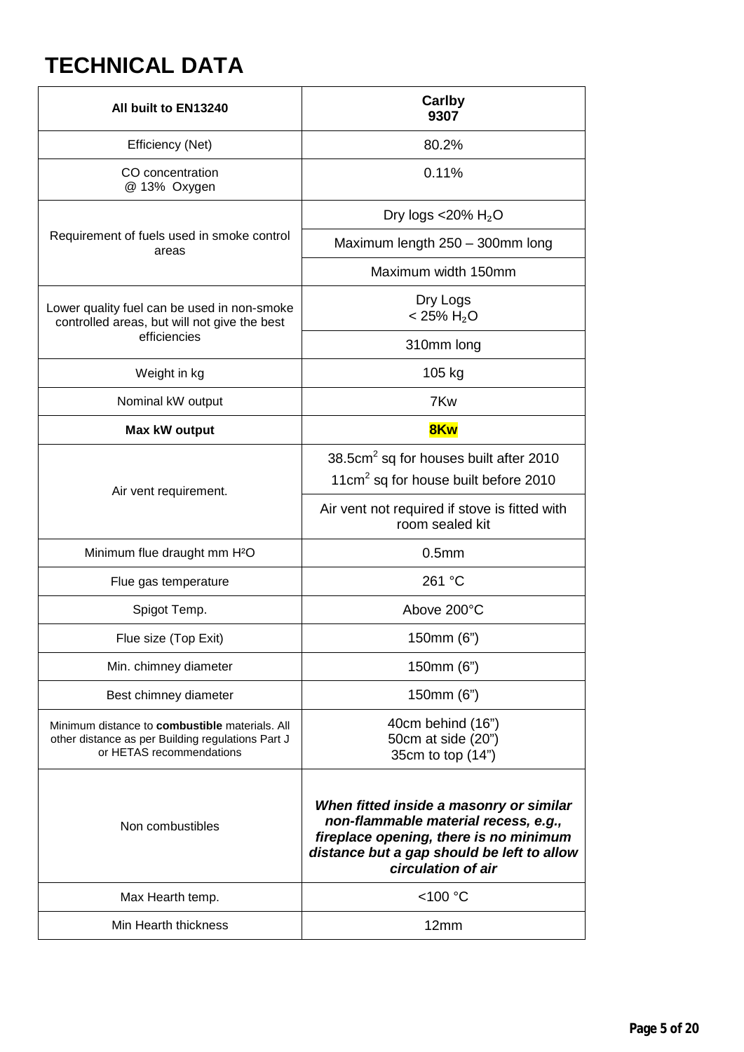# TECHNICAL DATA

| **All built to EN13240** | **Carlby 9307** |
|---|---|
| Efficiency (Net) | 80.2% |
| CO concentration @ 13% Oxygen | 0.11% |
| Requirement of fuels used in smoke control areas | Dry logs <20% $H_2O$ |
| | Maximum length 250 – 300mm long |
| | Maximum width 150mm |
| Lower quality fuel can be used in non-smoke controlled areas, but will not give the best efficiencies | Dry Logs < 25% $H_2O$ |
| | 310mm long |
| Weight in kg | 105 kg |
| Nominal kW output | 7Kw |
| **Max kW output** | **8Kw** |
| Air vent requirement. | 38.5cm$^2$ sq for houses built after 2010<br>11cm$^2$ sq for house built before 2010 |
| | Air vent not required if stove is fitted with room sealed kit |
| Minimum flue draught mm $H^2O$ | 0.5mm |
| Flue gas temperature | 261 °C |
| Spigot Temp. | Above 200°C |
| Flue size (Top Exit) | 150mm (6") |
| Min. chimney diameter | 150mm (6") |
| Best chimney diameter | 150mm (6") |
| Minimum distance to **combustible** materials. All other distance as per Building regulations Part J or HETAS recommendations | 40cm behind (16")<br>50cm at side (20")<br>35cm to top (14") |
| Non combustibles | ***When fitted inside a masonry or similar non-flammable material recess, e.g., fireplace opening, there is no minimum distance but a gap should be left to allow circulation of air*** |
| Max Hearth temp. | <100 °C |
| Min Hearth thickness | 12mm |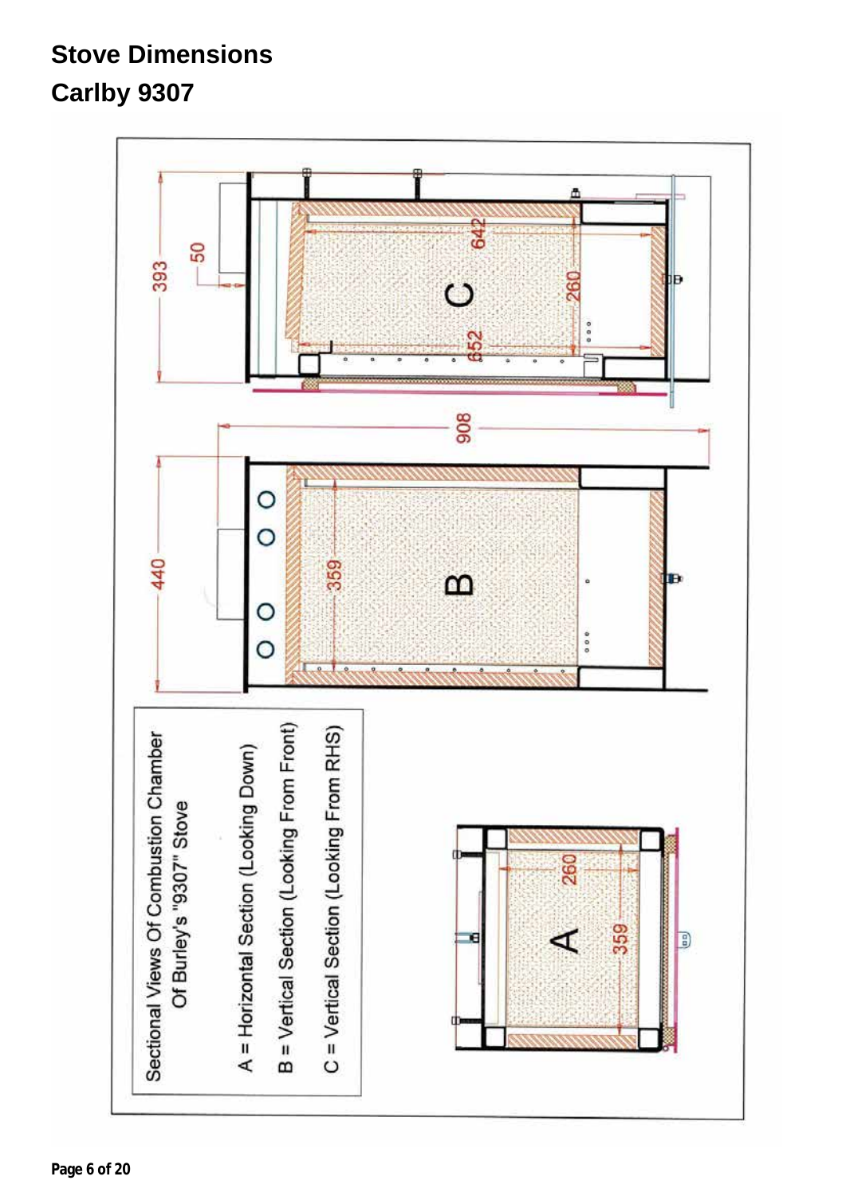## Stove Dimensions

## Carlby 9307

Sectional Views Of Combustion Chamber Of Burley's "9307" Stove

A = Horizontal Section (Looking Down)

B = Vertical Section (Looking From Front)

C = Vertical Section (Looking From RHS)

393

50

642

260

652

C

908

440

359

B

260

A

359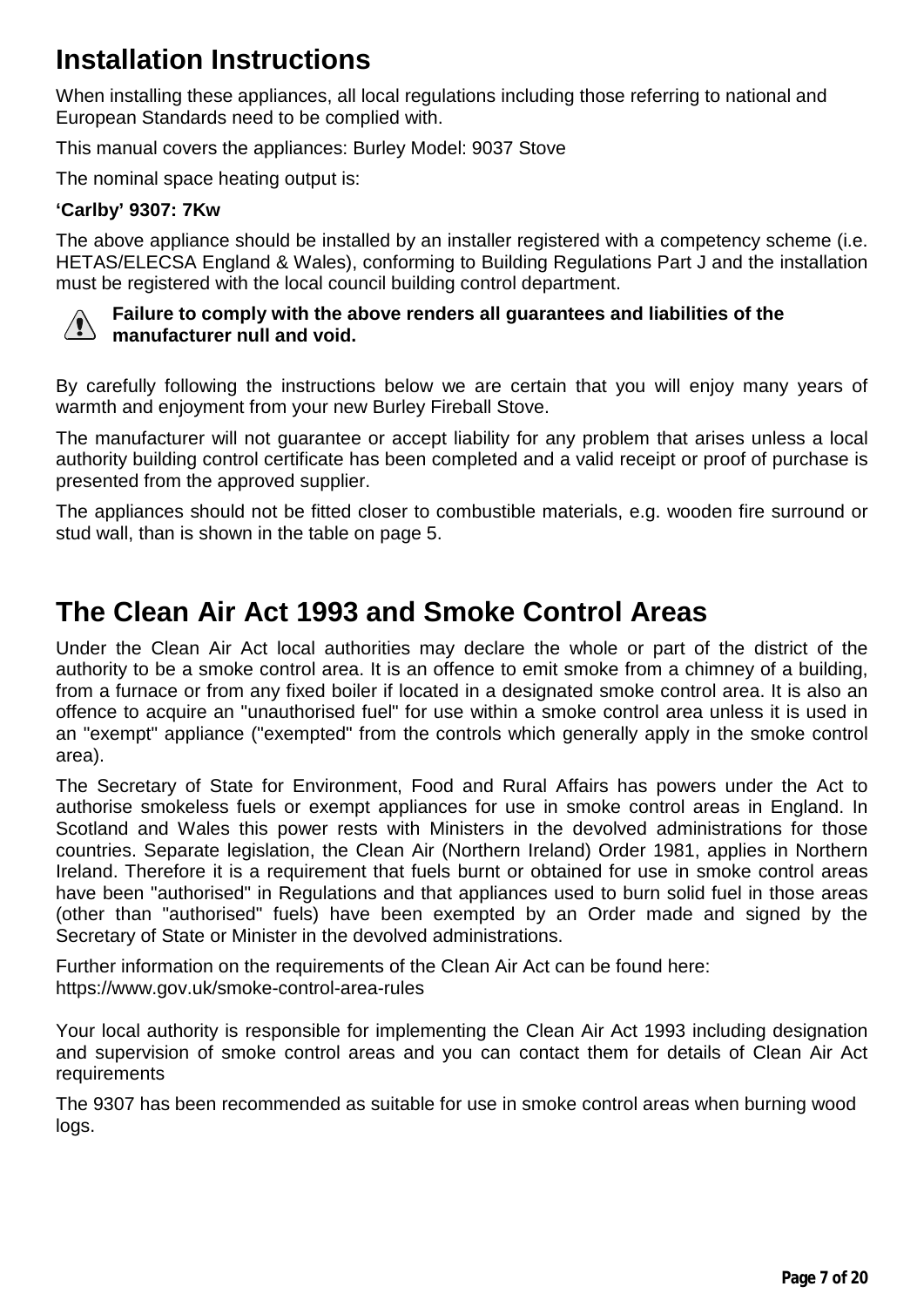# Installation Instructions

When installing these appliances, all local regulations including those referring to national and European Standards need to be complied with.

This manual covers the appliances: Burley Model: 9037 Stove

The nominal space heating output is:

**'Carlby' 9307: 7Kw**

The above appliance should be installed by an installer registered with a competency scheme (i.e. HETAS/ELECSA England & Wales), conforming to Building Regulations Part J and the installation must be registered with the local council building control department.

**Failure to comply with the above renders all guarantees and liabilities of the manufacturer null and void.**

By carefully following the instructions below we are certain that you will enjoy many years of warmth and enjoyment from your new Burley Fireball Stove.

The manufacturer will not guarantee or accept liability for any problem that arises unless a local authority building control certificate has been completed and a valid receipt or proof of purchase is presented from the approved supplier.

The appliances should not be fitted closer to combustible materials, e.g. wooden fire surround or stud wall, than is shown in the table on page 5.

# The Clean Air Act 1993 and Smoke Control Areas

Under the Clean Air Act local authorities may declare the whole or part of the district of the authority to be a smoke control area. It is an offence to emit smoke from a chimney of a building, from a furnace or from any fixed boiler if located in a designated smoke control area. It is also an offence to acquire an "unauthorised fuel" for use within a smoke control area unless it is used in an "exempt" appliance ("exempted" from the controls which generally apply in the smoke control area).

The Secretary of State for Environment, Food and Rural Affairs has powers under the Act to authorise smokeless fuels or exempt appliances for use in smoke control areas in England. In Scotland and Wales this power rests with Ministers in the devolved administrations for those countries. Separate legislation, the Clean Air (Northern Ireland) Order 1981, applies in Northern Ireland. Therefore it is a requirement that fuels burnt or obtained for use in smoke control areas have been "authorised" in Regulations and that appliances used to burn solid fuel in those areas (other than "authorised" fuels) have been exempted by an Order made and signed by the Secretary of State or Minister in the devolved administrations.

Further information on the requirements of the Clean Air Act can be found here:
https://www.gov.uk/smoke-control-area-rules

Your local authority is responsible for implementing the Clean Air Act 1993 including designation and supervision of smoke control areas and you can contact them for details of Clean Air Act requirements

The 9307 has been recommended as suitable for use in smoke control areas when burning wood logs.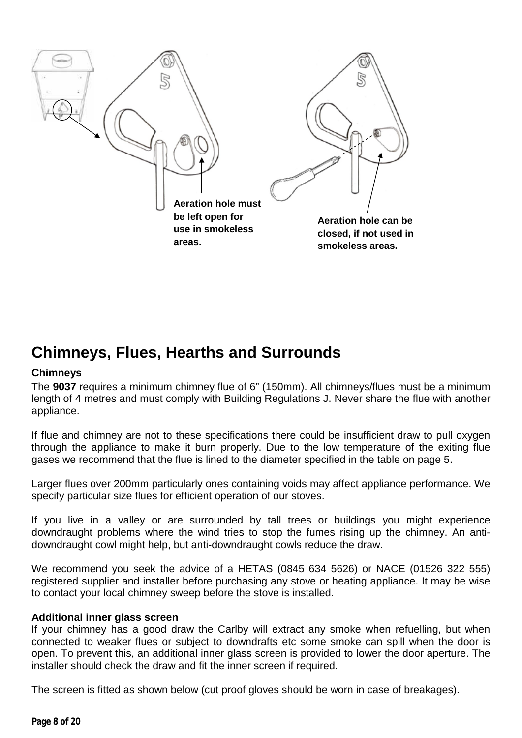Aeration hole must be left open for use in smokeless areas.

Aeration hole can be closed, if not used in smokeless areas.

# Chimneys, Flues, Hearths and Surrounds

### Chimneys

The **9037** requires a minimum chimney flue of 6" (150mm). All chimneys/flues must be a minimum length of 4 metres and must comply with Building Regulations J. Never share the flue with another appliance.

If flue and chimney are not to these specifications there could be insufficient draw to pull oxygen through the appliance to make it burn properly. Due to the low temperature of the exiting flue gases we recommend that the flue is lined to the diameter specified in the table on page 5.

Larger flues over 200mm particularly ones containing voids may affect appliance performance. We specify particular size flues for efficient operation of our stoves.

If you live in a valley or are surrounded by tall trees or buildings you might experience downdraught problems where the wind tries to stop the fumes rising up the chimney. An anti-downdraught cowl might help, but anti-downdraught cowls reduce the draw.

We recommend you seek the advice of a HETAS (0845 634 5626) or NACE (01526 322 555) registered supplier and installer before purchasing any stove or heating appliance. It may be wise to contact your local chimney sweep before the stove is installed.

### Additional inner glass screen

If your chimney has a good draw the Carlby will extract any smoke when refuelling, but when connected to weaker flues or subject to downdrafts etc some smoke can spill when the door is open. To prevent this, an additional inner glass screen is provided to lower the door aperture. The installer should check the draw and fit the inner screen if required.

The screen is fitted as shown below (cut proof gloves should be worn in case of breakages).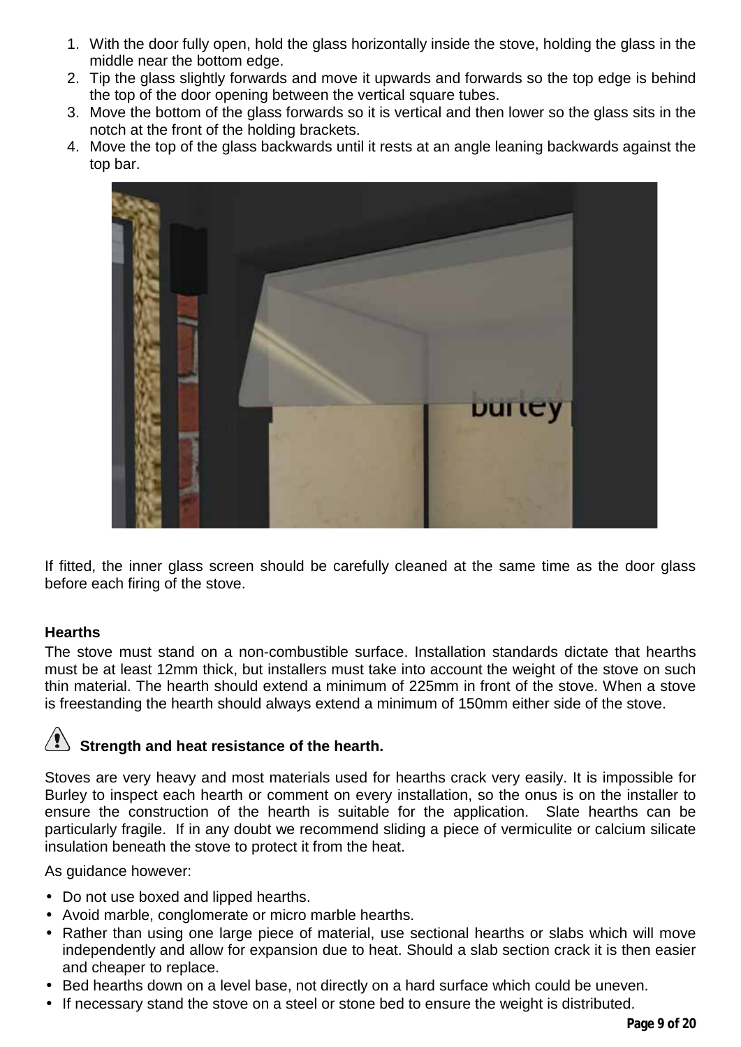1. With the door fully open, hold the glass horizontally inside the stove, holding the glass in the middle near the bottom edge.
2. Tip the glass slightly forwards and move it upwards and forwards so the top edge is behind the top of the door opening between the vertical square tubes.
3. Move the bottom of the glass forwards so it is vertical and then lower so the glass sits in the notch at the front of the holding brackets.
4. Move the top of the glass backwards until it rests at an angle leaning backwards against the top bar.

If fitted, the inner glass screen should be carefully cleaned at the same time as the door glass before each firing of the stove.

**Hearths**

The stove must stand on a non-combustible surface. Installation standards dictate that hearths must be at least 12mm thick, but installers must take into account the weight of the stove on such thin material. The hearth should extend a minimum of 225mm in front of the stove. When a stove is freestanding the hearth should always extend a minimum of 150mm either side of the stove.

**Strength and heat resistance of the hearth.**

Stoves are very heavy and most materials used for hearths crack very easily. It is impossible for Burley to inspect each hearth or comment on every installation, so the onus is on the installer to ensure the construction of the hearth is suitable for the application. Slate hearths can be particularly fragile. If in any doubt we recommend sliding a piece of vermiculite or calcium silicate insulation beneath the stove to protect it from the heat.

As guidance however:

- Do not use boxed and lipped hearths.
- Avoid marble, conglomerate or micro marble hearths.
- Rather than using one large piece of material, use sectional hearths or slabs which will move independently and allow for expansion due to heat. Should a slab section crack it is then easier and cheaper to replace.
- Bed hearths down on a level base, not directly on a hard surface which could be uneven.
- If necessary stand the stove on a steel or stone bed to ensure the weight is distributed.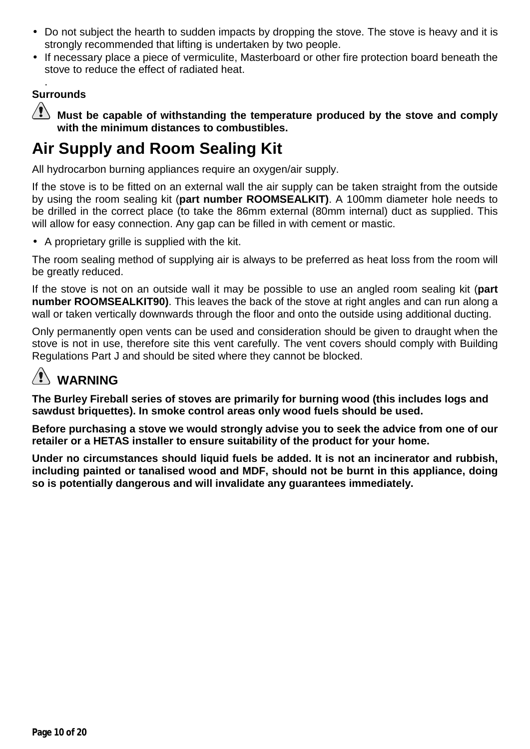- Do not subject the hearth to sudden impacts by dropping the stove. The stove is heavy and it is strongly recommended that lifting is undertaken by two people.
- If necessary place a piece of vermiculite, Masterboard or other fire protection board beneath the stove to reduce the effect of radiated heat.

.

**Surrounds**

**Must be capable of withstanding the temperature produced by the stove and comply with the minimum distances to combustibles.**

## Air Supply and Room Sealing Kit

All hydrocarbon burning appliances require an oxygen/air supply.

If the stove is to be fitted on an external wall the air supply can be taken straight from the outside by using the room sealing kit (**part number ROOMSEALKIT)**. A 100mm diameter hole needs to be drilled in the correct place (to take the 86mm external (80mm internal) duct as supplied. This will allow for easy connection. Any gap can be filled in with cement or mastic.

- A proprietary grille is supplied with the kit.

The room sealing method of supplying air is always to be preferred as heat loss from the room will be greatly reduced.

If the stove is not on an outside wall it may be possible to use an angled room sealing kit (**part number ROOMSEALKIT90)**. This leaves the back of the stove at right angles and can run along a wall or taken vertically downwards through the floor and onto the outside using additional ducting.

Only permanently open vents can be used and consideration should be given to draught when the stove is not in use, therefore site this vent carefully. The vent covers should comply with Building Regulations Part J and should be sited where they cannot be blocked.

**WARNING**

**The Burley Fireball series of stoves are primarily for burning wood (this includes logs and sawdust briquettes). In smoke control areas only wood fuels should be used.**

**Before purchasing a stove we would strongly advise you to seek the advice from one of our retailer or a HETAS installer to ensure suitability of the product for your home.**

**Under no circumstances should liquid fuels be added. It is not an incinerator and rubbish, including painted or tanalised wood and MDF, should not be burnt in this appliance, doing so is potentially dangerous and will invalidate any guarantees immediately.**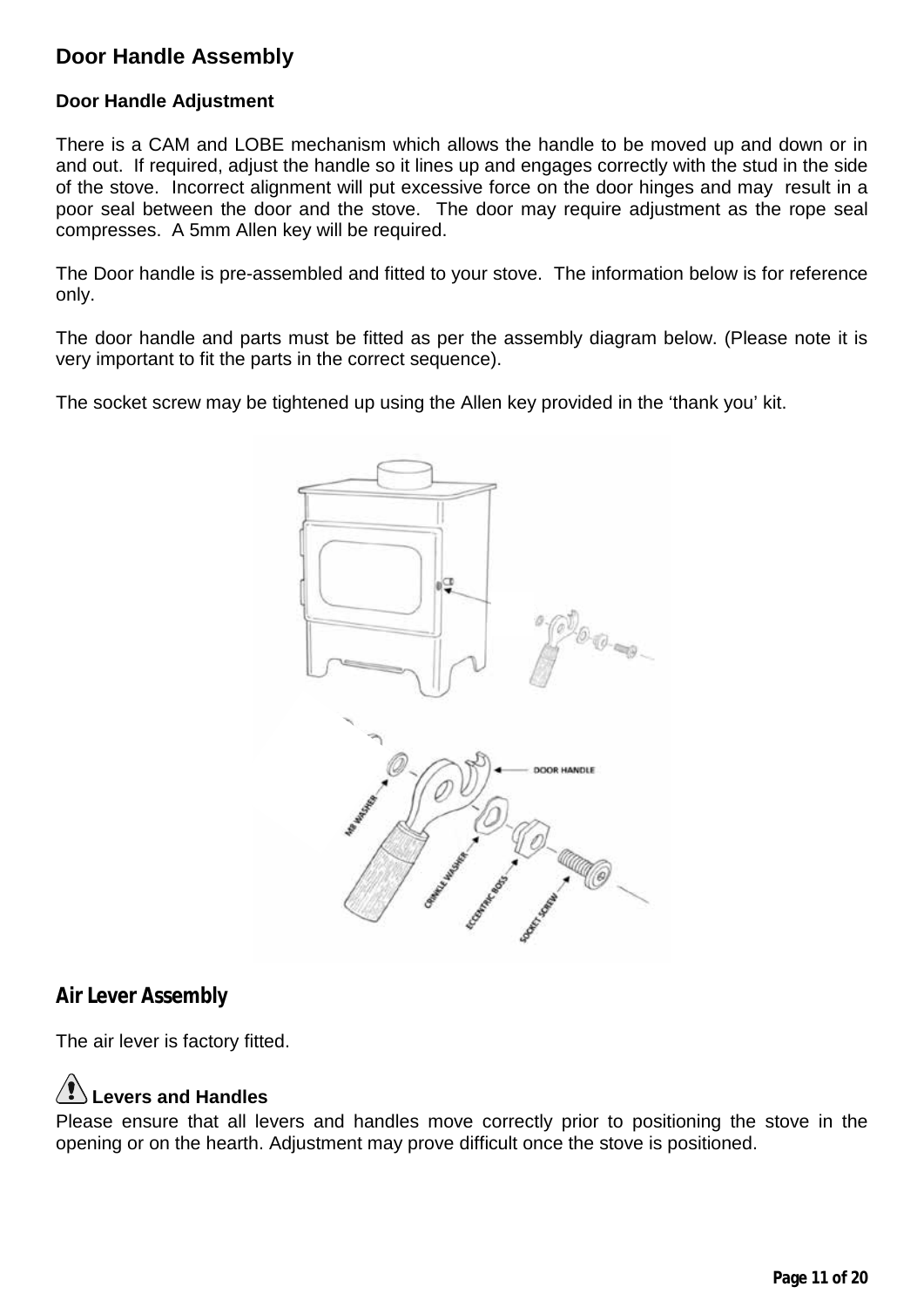## Door Handle Assembly

### Door Handle Adjustment

There is a CAM and LOBE mechanism which allows the handle to be moved up and down or in and out. If required, adjust the handle so it lines up and engages correctly with the stud in the side of the stove. Incorrect alignment will put excessive force on the door hinges and may result in a poor seal between the door and the stove. The door may require adjustment as the rope seal compresses. A 5mm Allen key will be required.

The Door handle is pre-assembled and fitted to your stove. The information below is for reference only.

The door handle and parts must be fitted as per the assembly diagram below. (Please note it is very important to fit the parts in the correct sequence).

The socket screw may be tightened up using the Allen key provided in the 'thank you' kit.

## Air Lever Assembly

The air lever is factory fitted.

**Levers and Handles**

Please ensure that all levers and handles move correctly prior to positioning the stove in the opening or on the hearth. Adjustment may prove difficult once the stove is positioned.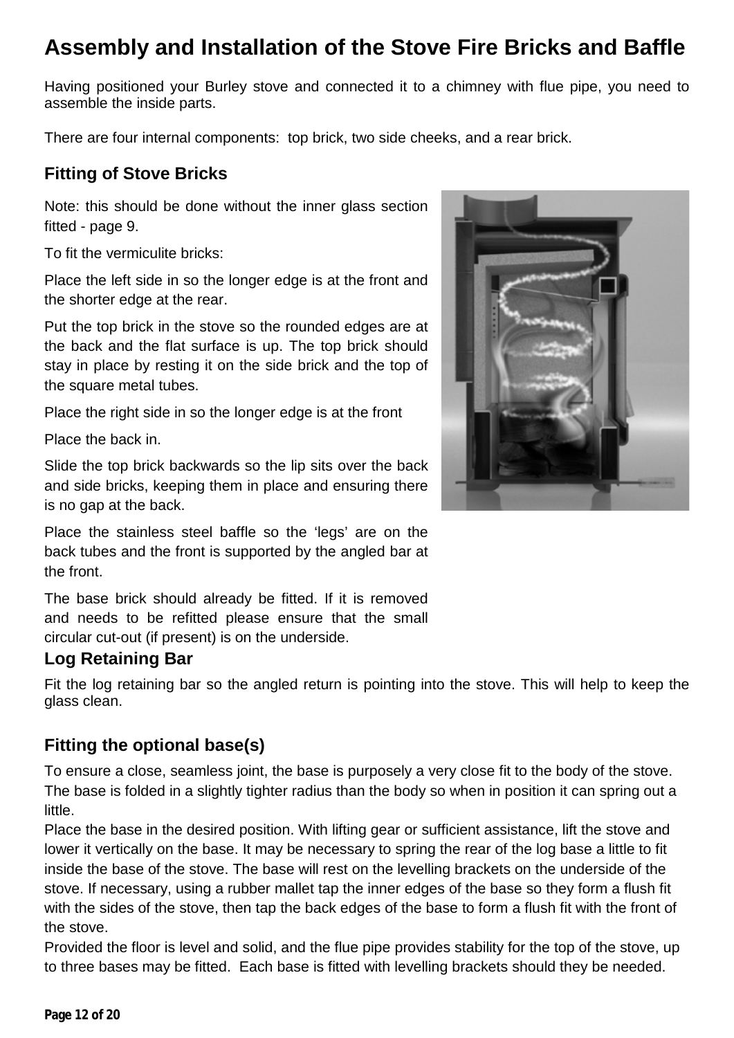# Assembly and Installation of the Stove Fire Bricks and Baffle

Having positioned your Burley stove and connected it to a chimney with flue pipe, you need to assemble the inside parts.

There are four internal components: top brick, two side cheeks, and a rear brick.

## Fitting of Stove Bricks

Note: this should be done without the inner glass section fitted - page 9.

To fit the vermiculite bricks:

Place the left side in so the longer edge is at the front and the shorter edge at the rear.

Put the top brick in the stove so the rounded edges are at the back and the flat surface is up. The top brick should stay in place by resting it on the side brick and the top of the square metal tubes.

Place the right side in so the longer edge is at the front

Place the back in.

Slide the top brick backwards so the lip sits over the back and side bricks, keeping them in place and ensuring there is no gap at the back.

Place the stainless steel baffle so the 'legs' are on the back tubes and the front is supported by the angled bar at the front.

The base brick should already be fitted. If it is removed and needs to be refitted please ensure that the small circular cut-out (if present) is on the underside.

## Log Retaining Bar

Fit the log retaining bar so the angled return is pointing into the stove. This will help to keep the glass clean.

## Fitting the optional base(s)

To ensure a close, seamless joint, the base is purposely a very close fit to the body of the stove. The base is folded in a slightly tighter radius than the body so when in position it can spring out a little.

Place the base in the desired position. With lifting gear or sufficient assistance, lift the stove and lower it vertically on the base. It may be necessary to spring the rear of the log base a little to fit inside the base of the stove. The base will rest on the levelling brackets on the underside of the stove. If necessary, using a rubber mallet tap the inner edges of the base so they form a flush fit with the sides of the stove, then tap the back edges of the base to form a flush fit with the front of the stove.

Provided the floor is level and solid, and the flue pipe provides stability for the top of the stove, up to three bases may be fitted. Each base is fitted with levelling brackets should they be needed.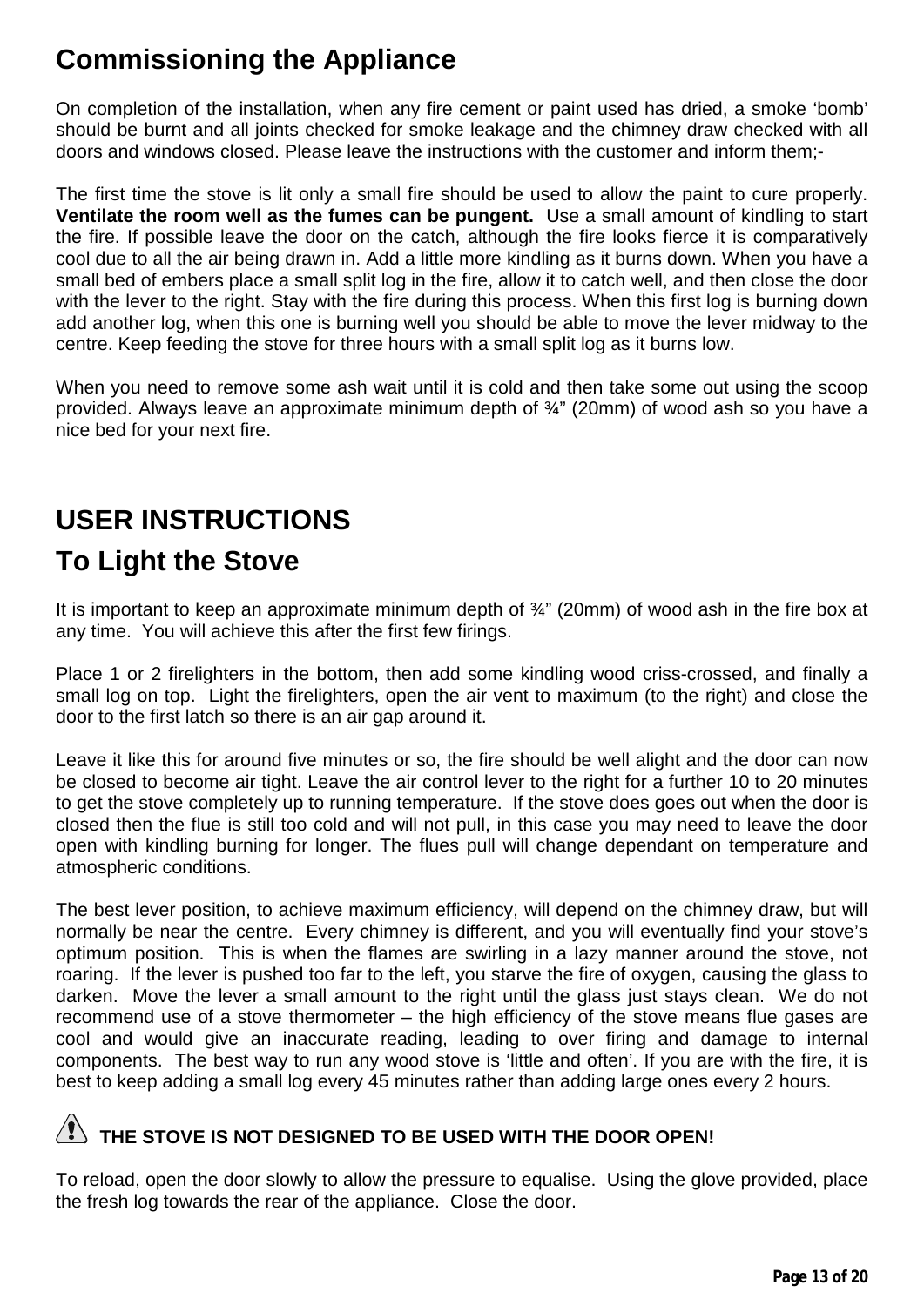## Commissioning the Appliance

On completion of the installation, when any fire cement or paint used has dried, a smoke 'bomb' should be burnt and all joints checked for smoke leakage and the chimney draw checked with all doors and windows closed. Please leave the instructions with the customer and inform them;-

The first time the stove is lit only a small fire should be used to allow the paint to cure properly. **Ventilate the room well as the fumes can be pungent.** Use a small amount of kindling to start the fire. If possible leave the door on the catch, although the fire looks fierce it is comparatively cool due to all the air being drawn in. Add a little more kindling as it burns down. When you have a small bed of embers place a small split log in the fire, allow it to catch well, and then close the door with the lever to the right. Stay with the fire during this process. When this first log is burning down add another log, when this one is burning well you should be able to move the lever midway to the centre. Keep feeding the stove for three hours with a small split log as it burns low.

When you need to remove some ash wait until it is cold and then take some out using the scoop provided. Always leave an approximate minimum depth of ¾" (20mm) of wood ash so you have a nice bed for your next fire.

# USER INSTRUCTIONS

## To Light the Stove

It is important to keep an approximate minimum depth of ¾" (20mm) of wood ash in the fire box at any time. You will achieve this after the first few firings.

Place 1 or 2 firelighters in the bottom, then add some kindling wood criss-crossed, and finally a small log on top. Light the firelighters, open the air vent to maximum (to the right) and close the door to the first latch so there is an air gap around it.

Leave it like this for around five minutes or so, the fire should be well alight and the door can now be closed to become air tight. Leave the air control lever to the right for a further 10 to 20 minutes to get the stove completely up to running temperature. If the stove does goes out when the door is closed then the flue is still too cold and will not pull, in this case you may need to leave the door open with kindling burning for longer. The flues pull will change dependant on temperature and atmospheric conditions.

The best lever position, to achieve maximum efficiency, will depend on the chimney draw, but will normally be near the centre. Every chimney is different, and you will eventually find your stove's optimum position. This is when the flames are swirling in a lazy manner around the stove, not roaring. If the lever is pushed too far to the left, you starve the fire of oxygen, causing the glass to darken. Move the lever a small amount to the right until the glass just stays clean. We do not recommend use of a stove thermometer – the high efficiency of the stove means flue gases are cool and would give an inaccurate reading, leading to over firing and damage to internal components. The best way to run any wood stove is 'little and often'. If you are with the fire, it is best to keep adding a small log every 45 minutes rather than adding large ones every 2 hours.

⚠ **THE STOVE IS NOT DESIGNED TO BE USED WITH THE DOOR OPEN!**

To reload, open the door slowly to allow the pressure to equalise. Using the glove provided, place the fresh log towards the rear of the appliance. Close the door.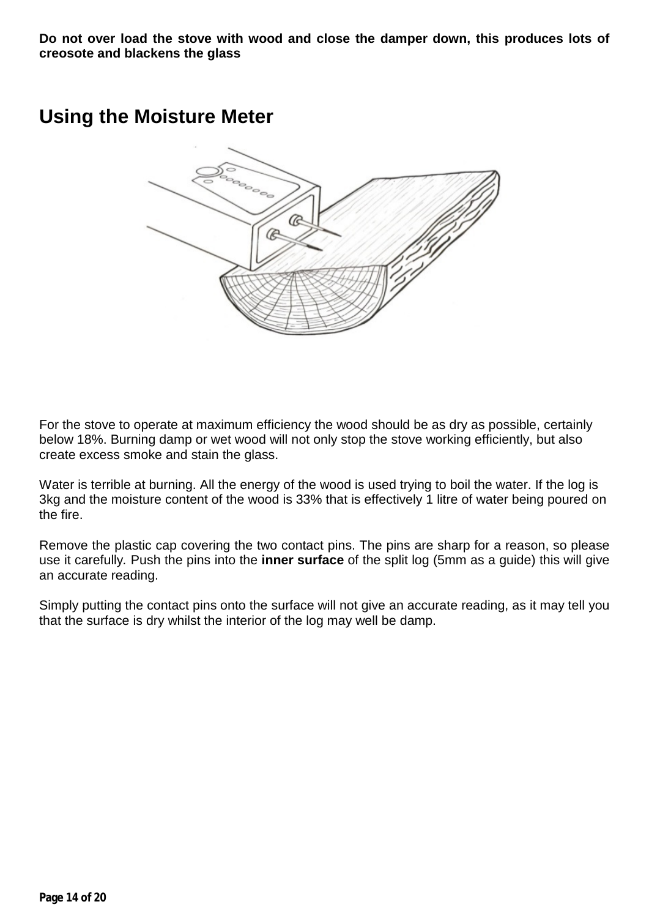**Do not over load the stove with wood and close the damper down, this produces lots of creosote and blackens the glass**

## Using the Moisture Meter

For the stove to operate at maximum efficiency the wood should be as dry as possible, certainly below 18%. Burning damp or wet wood will not only stop the stove working efficiently, but also create excess smoke and stain the glass.

Water is terrible at burning. All the energy of the wood is used trying to boil the water. If the log is 3kg and the moisture content of the wood is 33% that is effectively 1 litre of water being poured on the fire.

Remove the plastic cap covering the two contact pins. The pins are sharp for a reason, so please use it carefully. Push the pins into the **inner surface** of the split log (5mm as a guide) this will give an accurate reading.

Simply putting the contact pins onto the surface will not give an accurate reading, as it may tell you that the surface is dry whilst the interior of the log may well be damp.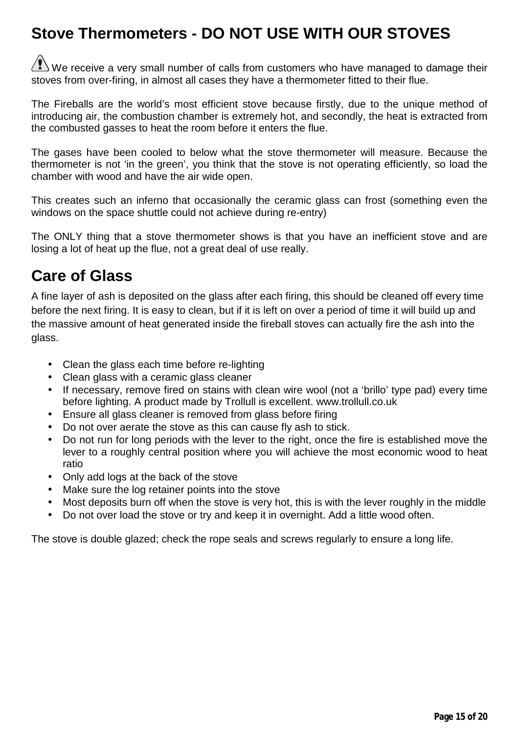## Stove Thermometers - DO NOT USE WITH OUR STOVES

⚠ We receive a very small number of calls from customers who have managed to damage their stoves from over-firing, in almost all cases they have a thermometer fitted to their flue.

The Fireballs are the world's most efficient stove because firstly, due to the unique method of introducing air, the combustion chamber is extremely hot, and secondly, the heat is extracted from the combusted gasses to heat the room before it enters the flue.

The gases have been cooled to below what the stove thermometer will measure. Because the thermometer is not 'in the green', you think that the stove is not operating efficiently, so load the chamber with wood and have the air wide open.

This creates such an inferno that occasionally the ceramic glass can frost (something even the windows on the space shuttle could not achieve during re-entry)

The ONLY thing that a stove thermometer shows is that you have an inefficient stove and are losing a lot of heat up the flue, not a great deal of use really.

## Care of Glass

A fine layer of ash is deposited on the glass after each firing, this should be cleaned off every time before the next firing. It is easy to clean, but if it is left on over a period of time it will build up and the massive amount of heat generated inside the fireball stoves can actually fire the ash into the glass.

- Clean the glass each time before re-lighting
- Clean glass with a ceramic glass cleaner
- If necessary, remove fired on stains with clean wire wool (not a 'brillo' type pad) every time before lighting. A product made by Trollull is excellent. www.trollull.co.uk
- Ensure all glass cleaner is removed from glass before firing
- Do not over aerate the stove as this can cause fly ash to stick.
- Do not run for long periods with the lever to the right, once the fire is established move the lever to a roughly central position where you will achieve the most economic wood to heat ratio
- Only add logs at the back of the stove
- Make sure the log retainer points into the stove
- Most deposits burn off when the stove is very hot, this is with the lever roughly in the middle
- Do not over load the stove or try and keep it in overnight. Add a little wood often.

The stove is double glazed; check the rope seals and screws regularly to ensure a long life.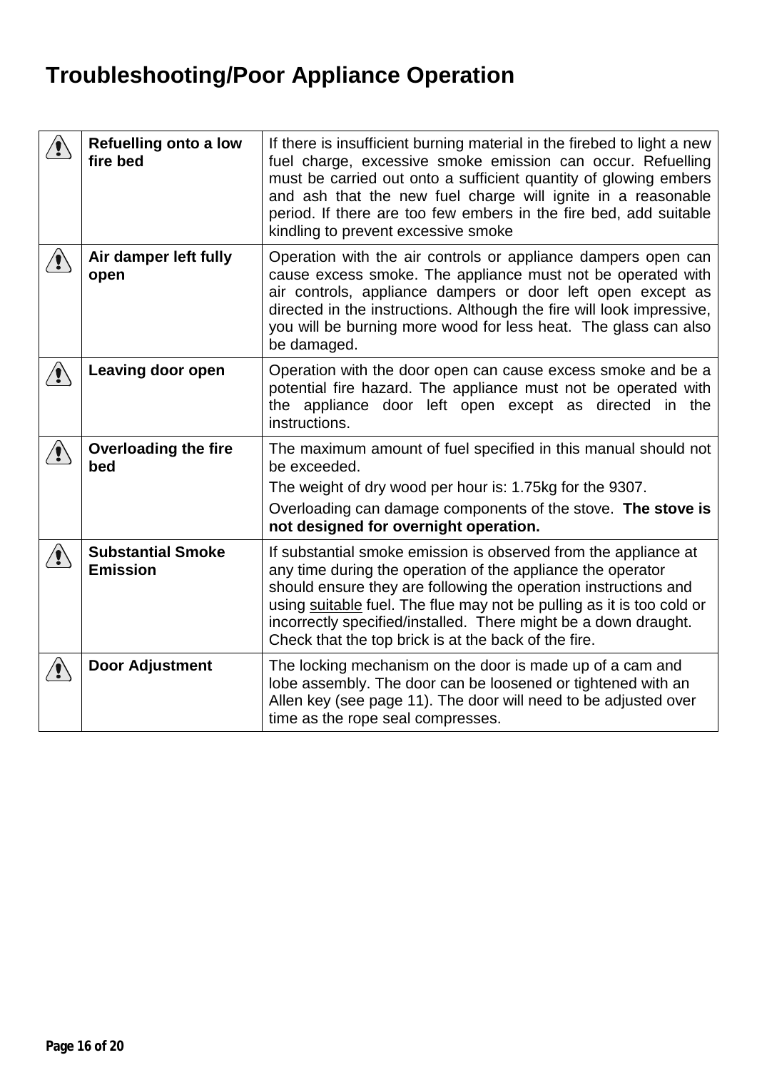# Troubleshooting/Poor Appliance Operation

| | | |
|---|---|---|
| ⚠ | **Refuelling onto a low fire bed** | If there is insufficient burning material in the firebed to light a new fuel charge, excessive smoke emission can occur. Refuelling must be carried out onto a sufficient quantity of glowing embers and ash that the new fuel charge will ignite in a reasonable period. If there are too few embers in the fire bed, add suitable kindling to prevent excessive smoke |
| ⚠ | **Air damper left fully open** | Operation with the air controls or appliance dampers open can cause excess smoke. The appliance must not be operated with air controls, appliance dampers or door left open except as directed in the instructions. Although the fire will look impressive, you will be burning more wood for less heat. The glass can also be damaged. |
| ⚠ | **Leaving door open** | Operation with the door open can cause excess smoke and be a potential fire hazard. The appliance must not be operated with the appliance door left open except as directed in the instructions. |
| ⚠ | **Overloading the fire bed** | The maximum amount of fuel specified in this manual should not be exceeded.<br>The weight of dry wood per hour is: 1.75kg for the 9307.<br>Overloading can damage components of the stove. **The stove is not designed for overnight operation.** |
| ⚠ | **Substantial Smoke Emission** | If substantial smoke emission is observed from the appliance at any time during the operation of the appliance the operator should ensure they are following the operation instructions and using <u>suitable</u> fuel. The flue may not be pulling as it is too cold or incorrectly specified/installed. There might be a down draught. Check that the top brick is at the back of the fire. |
| ⚠ | **Door Adjustment** | The locking mechanism on the door is made up of a cam and lobe assembly. The door can be loosened or tightened with an Allen key (see page 11). The door will need to be adjusted over time as the rope seal compresses. |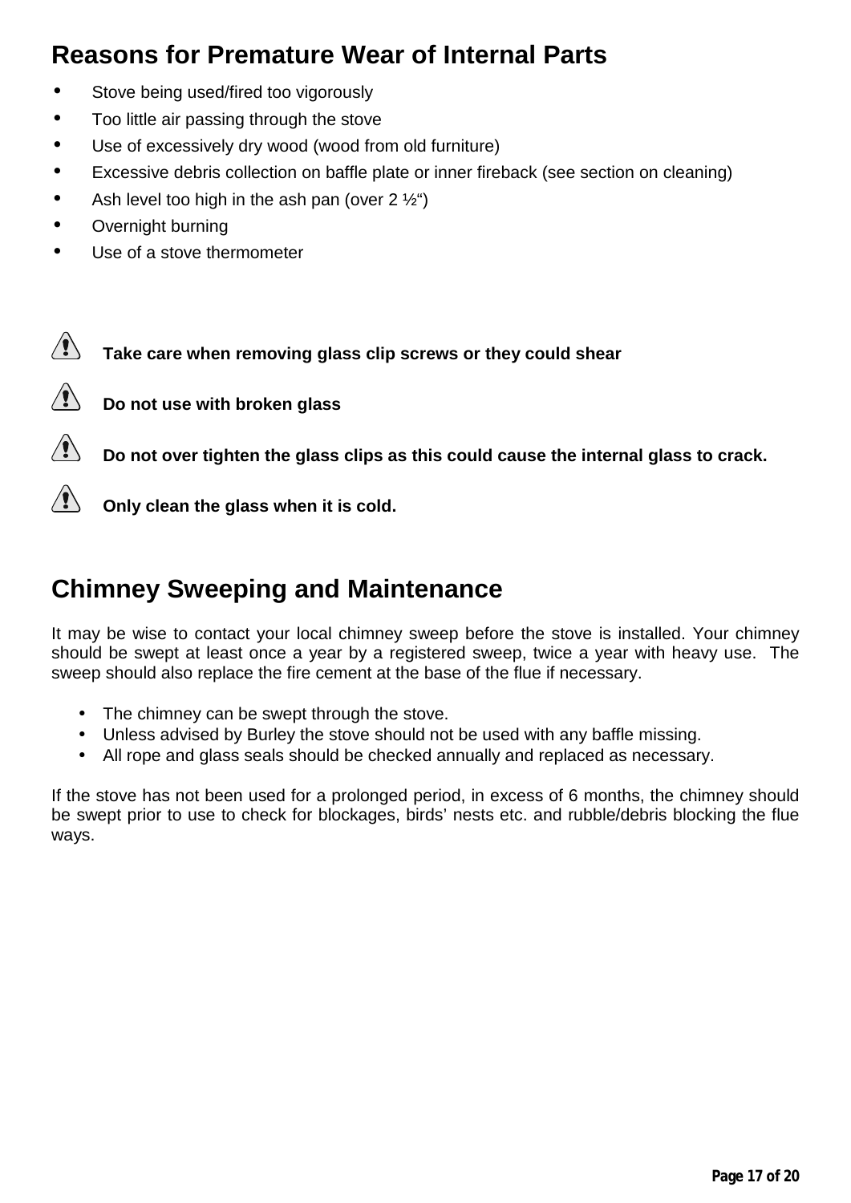## Reasons for Premature Wear of Internal Parts

- Stove being used/fired too vigorously
- Too little air passing through the stove
- Use of excessively dry wood (wood from old furniture)
- Excessive debris collection on baffle plate or inner fireback (see section on cleaning)
- Ash level too high in the ash pan (over 2 ½")
- Overnight burning
- Use of a stove thermometer

⚠ **Take care when removing glass clip screws or they could shear**

⚠ **Do not use with broken glass**

⚠ **Do not over tighten the glass clips as this could cause the internal glass to crack.**

⚠ **Only clean the glass when it is cold.**

## Chimney Sweeping and Maintenance

It may be wise to contact your local chimney sweep before the stove is installed. Your chimney should be swept at least once a year by a registered sweep, twice a year with heavy use. The sweep should also replace the fire cement at the base of the flue if necessary.

- The chimney can be swept through the stove.
- Unless advised by Burley the stove should not be used with any baffle missing.
- All rope and glass seals should be checked annually and replaced as necessary.

If the stove has not been used for a prolonged period, in excess of 6 months, the chimney should be swept prior to use to check for blockages, birds' nests etc. and rubble/debris blocking the flue ways.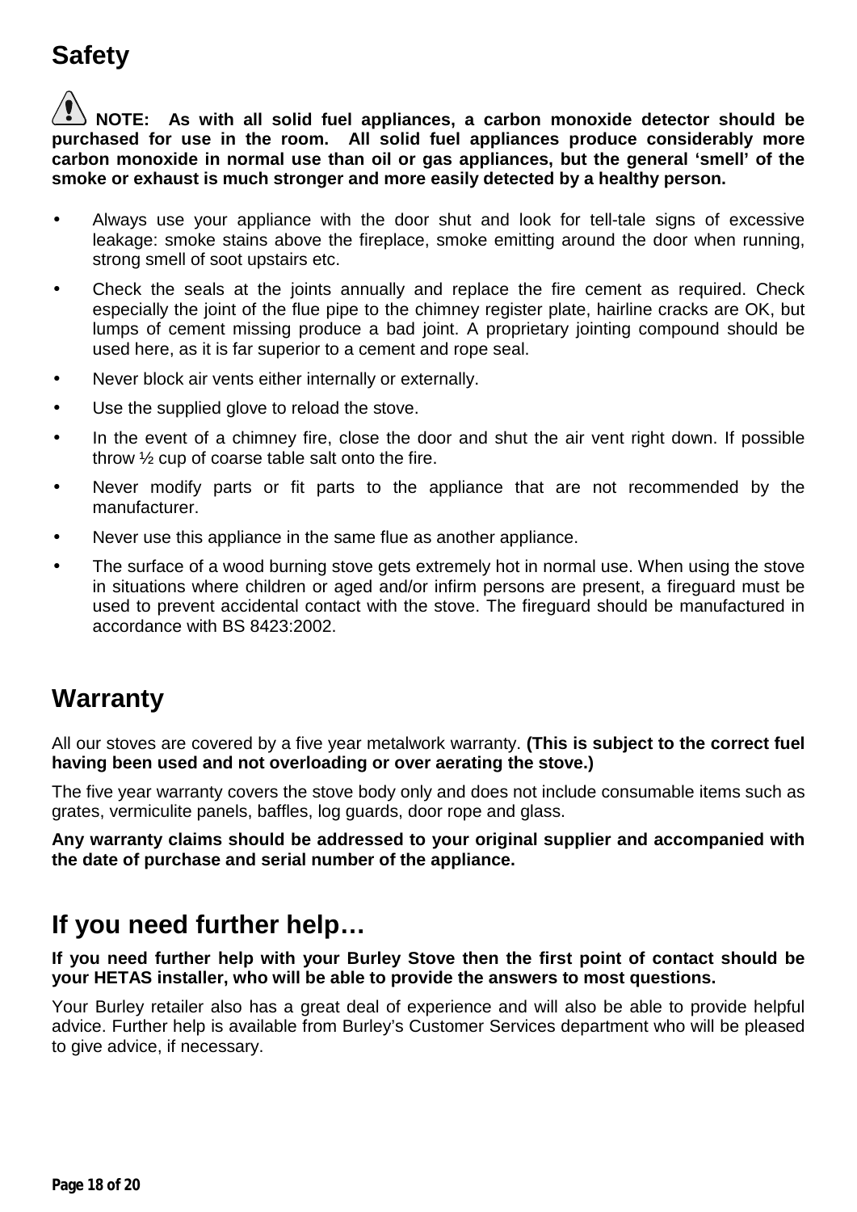# Safety

⚠ **NOTE: As with all solid fuel appliances, a carbon monoxide detector should be purchased for use in the room. All solid fuel appliances produce considerably more carbon monoxide in normal use than oil or gas appliances, but the general 'smell' of the smoke or exhaust is much stronger and more easily detected by a healthy person.**

- Always use your appliance with the door shut and look for tell-tale signs of excessive leakage: smoke stains above the fireplace, smoke emitting around the door when running, strong smell of soot upstairs etc.
- Check the seals at the joints annually and replace the fire cement as required. Check especially the joint of the flue pipe to the chimney register plate, hairline cracks are OK, but lumps of cement missing produce a bad joint. A proprietary jointing compound should be used here, as it is far superior to a cement and rope seal.
- Never block air vents either internally or externally.
- Use the supplied glove to reload the stove.
- In the event of a chimney fire, close the door and shut the air vent right down. If possible throw ½ cup of coarse table salt onto the fire.
- Never modify parts or fit parts to the appliance that are not recommended by the manufacturer.
- Never use this appliance in the same flue as another appliance.
- The surface of a wood burning stove gets extremely hot in normal use. When using the stove in situations where children or aged and/or infirm persons are present, a fireguard must be used to prevent accidental contact with the stove. The fireguard should be manufactured in accordance with BS 8423:2002.

# Warranty

All our stoves are covered by a five year metalwork warranty. **(This is subject to the correct fuel having been used and not overloading or over aerating the stove.)**

The five year warranty covers the stove body only and does not include consumable items such as grates, vermiculite panels, baffles, log guards, door rope and glass.

**Any warranty claims should be addressed to your original supplier and accompanied with the date of purchase and serial number of the appliance.**

# If you need further help…

**If you need further help with your Burley Stove then the first point of contact should be your HETAS installer, who will be able to provide the answers to most questions.**

Your Burley retailer also has a great deal of experience and will also be able to provide helpful advice. Further help is available from Burley's Customer Services department who will be pleased to give advice, if necessary.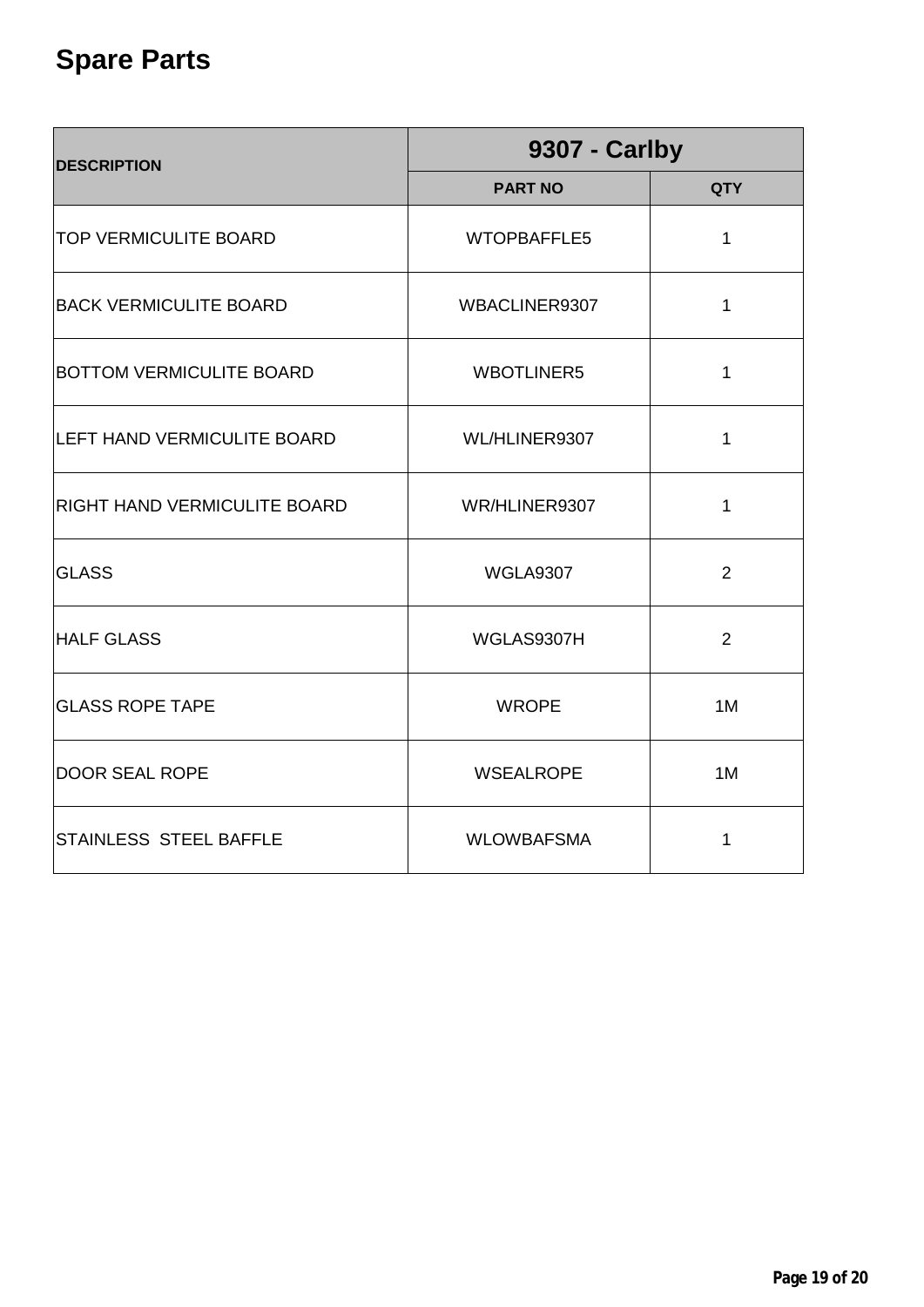# Spare Parts

| DESCRIPTION | 9307 - Carlby | |
|---|---|---|
| | PART NO | QTY |
| TOP VERMICULITE BOARD | WTOPBAFFLE5 | 1 |
| BACK VERMICULITE BOARD | WBACLINER9307 | 1 |
| BOTTOM VERMICULITE BOARD | WBOTLINER5 | 1 |
| LEFT HAND VERMICULITE BOARD | WL/HLINER9307 | 1 |
| RIGHT HAND VERMICULITE BOARD | WR/HLINER9307 | 1 |
| GLASS | WGLA9307 | 2 |
| HALF GLASS | WGLAS9307H | 2 |
| GLASS ROPE TAPE | WROPE | 1M |
| DOOR SEAL ROPE | WSEALROPE | 1M |
| STAINLESS STEEL BAFFLE | WLOWBAFSMA | 1 |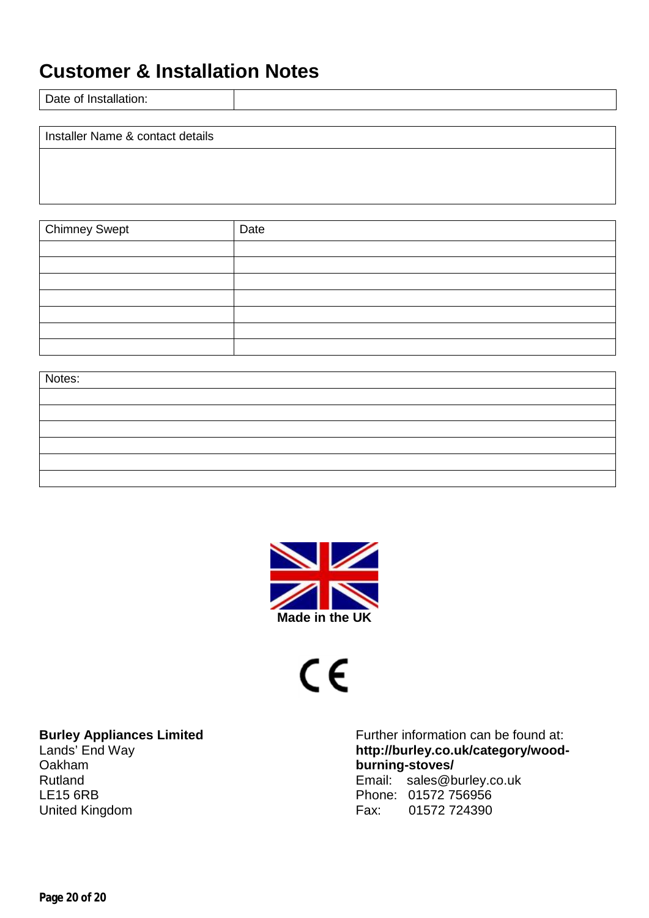# Customer & Installation Notes

| | |
|---|---|
| Date of Installation: | |

| Installer Name & contact details |
|---|
| |

| Chimney Swept | Date |
|---|---|
| | |
| | |
| | |
| | |
| | |
| | |
| | |

| Notes: |
|---|
| |
| |
| |
| |
| |
| |

**Made in the UK**

CE

**Burley Appliances Limited**
Lands' End Way
Oakham
Rutland
LE15 6RB
United Kingdom

Further information can be found at:
**http://burley.co.uk/category/wood-burning-stoves/**
Email: sales@burley.co.uk
Phone: 01572 756956
Fax: 01572 724390